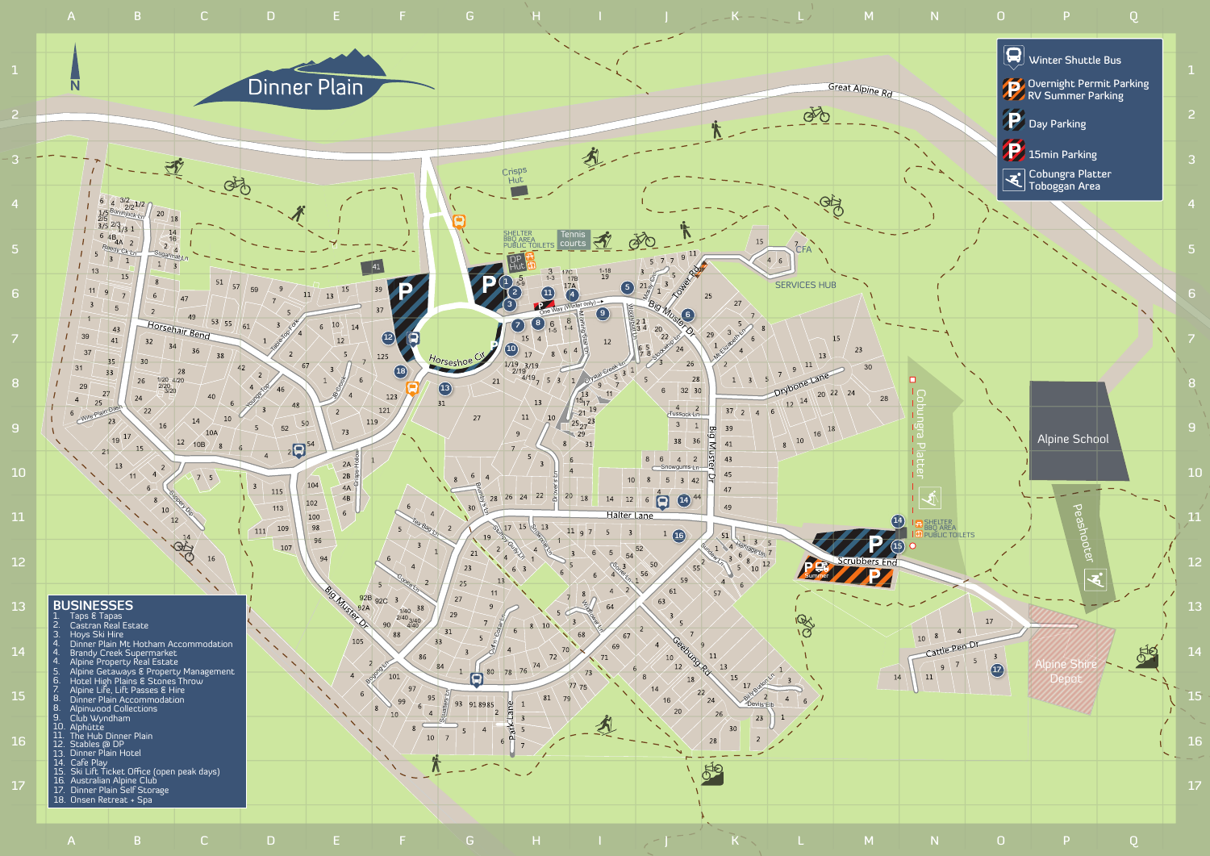# Dinner Plain

- Winter Shuttle Bus
- Overnight Permit Parking / RV Summer Parking
- Day Parking
- 15min Parking
- Cobungra Platter Toboggan Area

## BUSINESSES

1. Taps & Tapas
2. Castran Real Estate
3. Hoys Ski Hire
4. Dinner Plain Mt Hotham Accommodation
4. Brandy Creek Supermarket
4. Alpine Property Real Estate
5. Alpine Getaways & Property Management
6. Hotel High Plains & Stones Throw
7. Alpine Life, Lift Passes & Hire
8. Dinner Plain Accommodation
8. Alpinwood Collections
9. Club Wyndham
10. Alphütte
11. The Hub Dinner Plain
12. Stables @ DP
13. Dinner Plain Hotel
14. Cafe Play
15. Ski Lift Ticket Office (open peak days)
16. Australian Alpine Club
17. Dinner Plain Self Storage
18. Onsen Retreat + Spa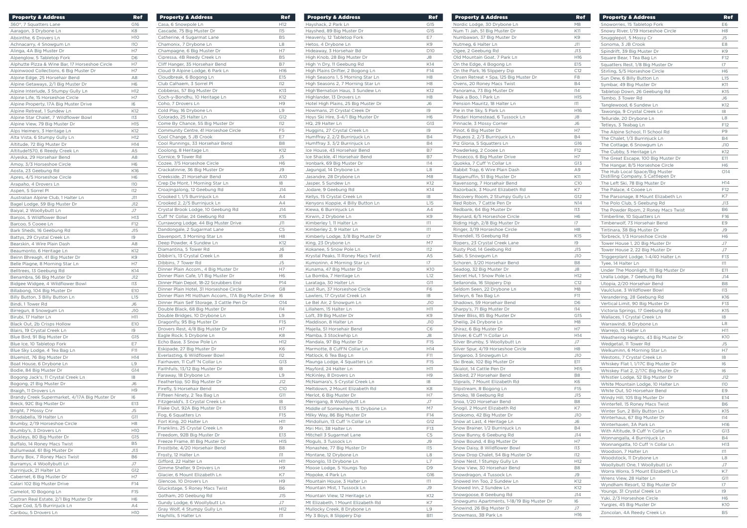| Property & Address | Ref |
|---|---|
| 360°, 7 Squatters Lane | G16 |
| Aaragon, 3 Drybone Ln | K8 |
| Absinthe, 6 Drovers Ln | H10 |
| Achnacarry, 4 Snowgum Ln | I10 |
| Alinga, 4A Big Muster Dr | H7 |
| Alpenglow, 5 Tabletop Fork | D6 |
| Alphutte Pizza & Wine Bar, 17 Horseshoe Circle | H7 |
| Alpinwood Collections, 6 Big Muster Dr | H7 |
| Alpine Edge, 25 Horsehair Bend | A8 |
| Alpine Getaways, 2/1 Big Muster Dr | H6 |
| Alpine Interlude, 3 Stumpy Gully Ln | H12 |
| Alpine Life, 15 Horseshoe Circle | H7 |
| Alpine Property, 17A Big Muster Drive | I6 |
| Alpine Retreat, 1 Sundew Ln | K12 |
| Alpine Star Chalet, 7 Wildflower Bowl | I13 |
| Alpine View, 79 Big Muster Dr | H15 |
| Alps Heimers, 3 Heritage Ln | K12 |
| Alta Vista, 6 Stumpy Gully Ln | H12 |
| Altitude, 72 Big Muster Dr | H14 |
| Altitude1570, 6 Reedy Creek Ln | A5 |
| Alyeska, 29 Horsehair Bend | A8 |
| Amoy, 3/3 Horseshoe Circle | H6 |
| Aosta, 23 Geebung Rd | K16 |
| Apres, 4/5 Horseshoe Circle | H6 |
| Arapaho, 4 Drovers Ln | I10 |
| Aspen, 5 Sorrel Pl | I12 |
| Australian Alpine Club, 1 Halter Ln | J11 |
| Bagel Lodge, 59 Big Muster Dr | J12 |
| Baiyal, 2 Woollybutt Ln | J7 |
| Banjos, 5 Wildflower Bowl | H13 |
| Barcoo, 5 Cooee Ln | F12 |
| Bark Sheds, 16 Geebung Rd | J15 |
| Battys, 29 Crystal Creek Ln | I9 |
| Bearskin, 4 Wire Plain Dash | A8 |
| Beaumonto, 6 Heritage Ln | K12 |
| Beinn Bhreagh, 41 Big Muster Dr | K9 |
| Belle Plagne, 8 Morning Star Ln | H7 |
| Belltrees, 13 Geebung Rd | K14 |
| Benambra, 56 Big Muster Dr | J12 |
| Bidgee Widgee, 4 Wildflower Bowl | I13 |
| Billabong, 104 Big Muster Dr | E10 |
| Billy Button, 3 Billy Button Ln | L15 |
| Bindi, 1 Tower Rd | J6 |
| Birregun, 8 Snowgum Ln | J10 |
| Birubi, 17 Halter Ln | H11 |
| Black Out, 2b Crisps Hollow | E10 |
| Blairs, 19 Crystal Creek Ln | I9 |
| Blue Bird, 91 Big Muster Dr | G15 |
| Blue Ice, 10 Tabletop Fork | E7 |
| Blue Sky Lodge, 4 Tea Bag Ln | F11 |
| Bluemist, 76 Big Muster Dr | H14 |
| Boat House, 6 Drybone Ln | L9 |
| Bodie, 84 Big Muster Dr | G14 |
| Bogong Jack's, 11 Crystal Creek Ln | I8 |
| Bogong, 21 Big Muster Dr | J6 |
| Braigh, 11 Drovers Ln | H9 |
| Brandy Creek Supermarket, 4/17A Big Muster Dr | I6 |
| Breck, 92C Big Muster Dr | E13 |
| Bright, 7 Mossy Cnr | J5 |
| Brindabella, 19 Halter Ln | G11 |
| Brumby, 2/19 Horseshoe Circle | H8 |
| Brumby's, 3 Drovers Ln | H10 |
| Buckleys, 80 Big Muster Dr | G15 |
| Buffalo, 14 Roney Macs Twist | B5 |
| Bullumwaal, 61 Big Muster Dr | J13 |
| Bunny Box, 7 Roney Macs Twist | B6 |
| Burramys, 4 Woollybutt Ln | J7 |
| Burrinjuck, 21 Halter Ln | G12 |
| Cabernet, 6 Big Muster Dr | H7 |
| Calari 102 Big Muster Drive | F14 |
| Camelot, 10 Bogong Ln | F15 |
| Castran Real Estate, 2/1 Big Muster Dr | H6 |
| Cape Cod, 3/5 Burrinjuck Ln | A4 |
| Caribou, 5 Drovers Ln | H10 |
| Casa, 6 Snowpole Ln | H12 |
| Cascade, 75 Big Muster Dr | I15 |
| Catherine, 4 Sugarmat Lane | B5 |
| Chamonix, 7 Drybone Ln | L8 |
| Champagne, 6 Big Muster Dr | H7 |
| Cipressa, 4B Reedy Creek Ln | B5 |
| Cliff Hanger, 35 Horsehair Bend | B7 |
| Cloud 9 Alpine Lodge, 6 Park Ln | H16 |
| Cloudbreak, 6 Bogong Ln | E15 |
| Club Calhaem, 3 Sorrel Pl | I12 |
| Cobberas, 57 Big Muster Dr | K13 |
| Coch-y-Bondhu, 10 Heritage Ln | K12 |
| Coho, 7 Drovers Ln | H9 |
| Cold Play, 16 Drybone Ln | L9 |
| Colorado, 25 Halter Ln | G12 |
| Come By Chance, 55 Big Muster Dr | I12 |
| Community Centre, 41 Horseshoe Circle | F5 |
| Cool Change, 5 JB Crook | E7 |
| Cool Runnings, 33 Horsehair Bend | B8 |
| Coolong, 8 Heritage Ln | K12 |
| Cornice, 9 Tower Rd | J5 |
| Cozee, 7/5 Horseshoe Circle | H6 |
| Crackatinnie, 36 Big Muster Dr | J9 |
| Creekside, 21 Horsehair Bend | A10 |
| Crep De Mont, 1 Morning Star Ln | I8 |
| Croajingalong, 12 Geebung Rd | J14 |
| Crooked 1, 1/5 Burrinjuck Ln | A4 |
| Crooked 2, 2/5 Burrinjuck Ln | A4 |
| Crystal Brook Lodge, 10 Geebung Rd | J14 |
| Cuff 'N' Collar, 24 Geebung Rd | K15 |
| Currawong Lodge, 44 Big Muster Drive | J11 |
| Dandongale, 2 Sugarmat Lane | C5 |
| Davenport, 3 Morning Star Ln | H8 |
| Deep Powder, 4 Sundew Ln | K12 |
| Diamantina, 5 Tower Rd | J6 |
| Dibbin's, 13 Crystal Creek Ln | I8 |
| Dibbins, 7 Tower Rd | J5 |
| Dinner Plain Accom., 4 Big Muster Dr | H7 |
| Dinner Plain Cafe, 1/1 Big Muster Dr | H6 |
| Dinner Plain Depot, 18-22 Scrubbers End | P14 |
| Dinner Plain Hotel, 31 Horseshoe Circle | G8 |
| Dinner Plain Mt Hotham Accom., 17A Big Muster Drive | I6 |
| Dinner Plain Self Storage, 3 Cattle Pen Dr | O14 |
| Double Black, 68 Big Muster Dr | I14 |
| Double Bridges, 10 Drybone Ln | L9 |
| Dragonfly, 95 Big Muster Dr | F15 |
| Drovers Rest, 4/8 Big Muster Dr | H7 |
| Eagle Rock, 5 Drybone Ln | K8 |
| Echo Base, 3 Snow Pole Ln | H12 |
| Eskipade, 27 Big Muster Dr | K6 |
| Everlasting, 6 Wildflower Bowl | I12 |
| Fairhaven, 11 Cuff 'N Collar Ln | G13 |
| Faithfulls, 13/12 Big Muster Dr | I8 |
| Faraway, 18 Drybone Ln | L9 |
| Feathertop, 50 Big Muster Dr | J12 |
| Firefly, 5 Horsehair Bend | C10 |
| Fifteen Ninety, 2 Tea Bag Ln | G11 |
| Fitzgerald's, 3 Crystal Creek Ln | I8 |
| Flake Out, 92A Big Muster Dr | E13 |
| Fog, 6 Squatters Ln | F15 |
| Fort King, 20 Halter Ln | H11 |
| Franklins, 25 Crystal Creek Ln | I9 |
| Freedom, 92B Big Muster Dr | E13 |
| Freeze Frame, 81 Big Muster Dr | H15 |
| Frostbite, 4/20 Horsehair Bend | B8 |
| Frosty, 12 Halter Ln | I11 |
| Gifford, 22 Halter Ln | H11 |
| Gimme Shelter, 9 Drovers Ln | H9 |
| Glacier, 6 Mount Elizabeth Ln | K7 |
| Glencoe, 10 Drovers Ln | H9 |
| Gluckstage, 5 Roney Macs Twist | B6 |
| Gotham, 20 Geebung Rd | J15 |
| Gundy Lodge, 6 Woollybutt Ln | J7 |
| Gray Wolf, 4 Stumpy Gully Ln | H12 |
| Hayhills, 5 Halter Ln | I11 |
| Hayshed, 2 Park Ln | G15 |
| Hayshed, 89 Big Muster Dr | G15 |
| Heavenly, 12 Tabletop Fork | E7 |
| Hetos, 4 Drybone Ln | K9 |
| Hideaway, 3 Horsehair Bd | D10 |
| High Knob, 28 Big Muster Dr | J8 |
| High 'n Dry, 11 Geebung Rd | K14 |
| High Plains Drifter, 2 Bogong Ln | F14 |
| High Seasons 1, 5 Morning Star Ln | H8 |
| High Seasons 2, 7 Morning Star Ln | H8 |
| High'Bernation Haus, 3 Sundew Ln | K12 |
| Highlander, 13 Drovers Ln | H8 |
| Hotel High Plains, 25 Big Muster Dr | J6 |
| Howmans, 21 Crystal Creek Dr | I9 |
| Hoys Ski Hire, 3-4/1 Big Muster Dr | H6 |
| HQ, 29 Halter Ln | G13 |
| Huggins, 27 Crystal Creek Ln | I9 |
| Humffray 2, 2/2 Burrinjuck Ln | B4 |
| Humffray 3, 3/2 Burrinjuck Ln | B4 |
| Ice House, 43 Horsehair Bend | B7 |
| Ice Shackle, 41 Horsehair Bend | B7 |
| Ironbark, 69 Big Muster Dr | I14 |
| Jagungal, 14 Drybone Ln | L8 |
| Jasandre, 28 Drybone Ln | M8 |
| Jasper, 5 Sundew Ln | K12 |
| Jodare, 9 Geebung Rd | K14 |
| Kellys, 15 Crystal Creek Ln | I8 |
| Kenyons Koppie, 4 Billy Button Ln | L15 |
| Kiewa, 6 Burrinjuck Ln | A4 |
| Kirwin, 2 Drybone Ln | K9 |
| Kimberley 1, 11 Halter Ln | I11 |
| Kimberley 2, 9 Halter Ln | I11 |
| Kimberly Lodge, 3/8 Big Muster Dr | H7 |
| King, 23 Drybone Ln | M7 |
| Kokanee, 5 Snow Pole Ln | I12 |
| Krystal Peaks, 11 Roney Macs Twist | A5 |
| Kumoninn, 4 Morning Star Ln | I7 |
| Kunama, 47 Big Muster Dr | K10 |
| La Bomba, 7 Heritage Ln | L12 |
| Laratage, 30 Halter Ln | G11 |
| Last Run, 37 Horseshoe Circle | F6 |
| Lawlers, 17 Crystal Creek Ln | I8 |
| Le Bel Air, 2 Snowgum Ln | J10 |
| Lillahem, 15 Halter Ln | H11 |
| Loft, 39 Big Muster Dr | K9 |
| Maddison, 8 Halter Ln | J10 |
| Majella, 51 Horsehair Bend | C6 |
| Mamba, 3 Stockwhip Ln | J8 |
| Mandala, 97 Big Muster Dr | F15 |
| Marmotte, 8 Cuff'N Collar Ln | H14 |
| Matlock, 6 Tea Bag Ln | F11 |
| Maunga Lodge, 4 Squatters Ln | F15 |
| Mayford, 24 Halter Ln | H11 |
| McKinley, 8 Drovers Ln | H9 |
| McNamara's, 5 Crystal Creek Ln | I8 |
| Meltdown, 2 Mount Elizabeth Rd | K8 |
| Merlot, 6 Big Muster Dr | H7 |
| Merrigang, 8 Woollybutt Ln | J7 |
| Middle of Somewhere, 15 Drybone Ln | M7 |
| Milky Way, 86 Big Muster Dr | F14 |
| Mindolluin, 13 Cuff 'n Collar Ln | G12 |
| Miri Miri, 38 Halter Ln | F13 |
| Mitchell 3 Sugarmat Lane | C5 |
| Moguls, 3 Tussock Ln | J9 |
| Monashee, 77 Big Muster Dr | I15 |
| Montane, 12 Drybone Ln | L8 |
| Moonglo, 13 Drybone Ln | L7 |
| Moose Lodge, 5 Youngs Top | D9 |
| Mopoke, 4 Park Ln | G16 |
| Mountain House, 3 Halter Ln | I11 |
| Mountain Mist, 1 Tussock Ln | J9 |
| Mountain View, 12 Heritage Ln | K12 |
| Mt Elizabeth, 1 Mount Elizabeth Rd | K7 |
| Mullocky Creek, 8 Drybone Ln | L9 |
| My 3 Boys, 8 Slippery Dip | B11 |
| Nordic Lodge, 30 Drybone Ln | M8 |
| Num Ti Jah, 51 Big Muster Dr | K11 |
| Numbawan, 37 Big Muster Dr | K9 |
| Nutmeg, 6 Halter Ln | J11 |
| Ogee, 2 Geebung Rd | J13 |
| Old Mountain Goat, 7 Park Ln | H16 |
| On the Edge, 4 Bogong Ln | E15 |
| On the Park, 16 Slippery Dip | C12 |
| Onsen Retreat + Spa, 125 Big Muster Dr | F8 |
| Ovens, 20 Roney Macs Twist | B4 |
| Panorama, 73 Big Muster Dr | I14 |
| Peak a Boo, 1 Park Ln | H15 |
| Pension Mauritz, 18 Halter Ln | I11 |
| Pie in the Sky, 5 Park Ln | H16 |
| Pindari Homestead, 6 Tussock Ln | J8 |
| Pinnacle, 3 Mossy Corner | J6 |
| Pinot, 6 Big Muster Dr | H7 |
| Piqueos 2, 2/3 Burrinjuck Ln | B4 |
| Piz Gloria, 5 Squatters Ln | G16 |
| Powderkeg, 2 Cooee Ln | F12 |
| Prosecco, 6 Big Muster Drive | H7 |
| Quokka, 7 Cuff 'n Collar Ln | G13 |
| Rabbit Trap, 6 Wire Plain Dash | A9 |
| Ragamuffin, 51 Big Muster Dr | K11 |
| Ravenscourt, 7 Horsehair Bend | C10 |
| Razorback, 3 Mount Elizabeth Rd | K7 |
| Recovery Room, 2 Stumpy Gully Ln | G12 |
| Red Robin, 7 Cattle Pen Dr | N14 |
| Redbank, 64 Big Muster Dr | I13 |
| Reynard, 6/5 Horseshoe Circle | H6 |
| Riding High, 2/8 Big Muster Dr | I7 |
| Ringer, 3/19 Horseshoe Circle | H8 |
| Rivendell, 15 Geebung Rd | K15 |
| Ropers, 23 Crystal Creek Lane | I9 |
| Rusty Pod, 14 Geebung Rd | J15 |
| Sabi, 5 Snowgum Ln | J10 |
| Schoren, 3/20 Horsehair Bend | B8 |
| Seadog, 32 Big Muster Dr | J8 |
| Secret Hut, 1 Snow Pole Ln | H12 |
| Sellaronda, 16 Slippery Dip | C12 |
| Seldom Seen, 22 Drybone Ln | M8 |
| Selwyn, 6 Tea Bag Ln | F11 |
| Shadows, 59 Horsehair Bend | D6 |
| Sharpy's, 71 Big Muster Dr | I14 |
| Sheer Bliss, 85 Big Muster Dr | G15 |
| Sheilig, 24 Drybone Ln | M8 |
| Shiraz, 6 Big Muster Dr | H7 |
| Shiver, 6 Cuff 'n Collar Ln | H14 |
| Silver Brumby, 5 Woollybutt Ln | J7 |
| Silver Spur, 4/19 Horseshoe Circle | H8 |
| Singaroo, 3 Snowgum Ln | J10 |
| Ski Break, 102 Big Muster Dr | E11 |
| Skialot, 14 Cattle Pen Dr | M15 |
| Skibird, 27 Horsehair Bend | B8 |
| Sliprails, 7 Mount Elizabeth Rd | K6 |
| Slipstream, 8 Bogong Ln | F15 |
| Smoko, 18 Geebung Rd | J15 |
| Snoa, 1/20 Horsehair Bend | B8 |
| Snogil, 2 Mount Elizabeth Rd | K7 |
| Snokomo, 42 Big Muster Dr | J10 |
| Snow at Last, 4 Heritage Ln | J6 |
| Snow Brainer, 1/2 Burrinjuck Ln | B4 |
| Snow Bunny, 6 Geebung Rd | J14 |
| Snow Bound, 4 Big Muster Dr | H7 |
| Snow Daisy, 8 Wildflower Bowl | I13 |
| Snow Drop Chalet, 54 Big Muster Dr | I12 |
| Snow Nest, 1 Stumpy Gully Ln | H12 |
| Snow View, 30 Horsehair Bend | B8 |
| Snowdragon, 4 Tussock Ln | J9 |
| Snowed Inn Too, 2 Sundew Ln | K12 |
| Snowed Inn, 2 Sundew Ln | K12 |
| Snowgoose, 8 Geebung Rd | J14 |
| Snowgums Apartments, 1-18/19 Big Muster Dr | I6 |
| Snowind, 26 Big Muster D | J7 |
| Snowmass, 3B Park Ln | H16 |
| Snoworries, 15 Tabletop Fork | E6 |
| Snowy River, 1/19 Horseshoe Circle | H8 |
| Snugglepot, 5 Mossy Cr | J5 |
| Sonoma, 3 JB Crook | E8 |
| Spindrift, 39 Big Muster Dr | K9 |
| Square Bear, 1 Tea Bag Ln | F12 |
| Squatters Rest, 1/8 Big Muster Dr | I7 |
| Stirling, 5/5 Horseshoe Circle | H6 |
| Sun Dew, 6 Billy Button Ln | L15 |
| Symbar, 49 Big Muster Dr | K11 |
| Tabletop Down, 26 Geebung Rd | K15 |
| Tambo, 3 Tower Rd | J6 |
| Tanglewood, 6 Sundew Ln | K12 |
| Tawonga, 9 Crystal Creek Ln | I8 |
| Telluride, 20 Drybone Ln | L8 |
| Tetleys, 3 Teabag Ln | F12 |
| The Alpine School, 11 School Rd | P9 |
| The Chalet, 1/3 Burrinjuck Ln | B4 |
| The Cottage, 6 Snowgum Ln | J10 |
| The Cubby, 5 Heritage Ln | K12 |
| The Great Escape, 100 Big Muster Dr | E11 |
| The Hangar, 8/5 Horseshoe Circle | H6 |
| The Hub Local Space/Big Muster Distilling Company, 5 Cattlepen Dr | O14 |
| The Left Ski, 78 Big Muster Dr | H14 |
| The Palace, 4 Cooee Ln | F12 |
| The Parsonage, 8 Mount Elizabeth Ln | K7 |
| The Polo Club, 5 Geebung Rd | J13 |
| The Powder Room, 2 Roney Macs Twist | B6 |
| Timberline, 10 Squatters Ln | F16 |
| Timberwolf, 73 Horsehair Bend | E9 |
| Tintinara, 38 Big Muster Dr | J9 |
| Torbreck, 1/3 Horseshoe Circle | H6 |
| Tower House 1, 20 Big Muster Dr | J7 |
| Tower House 2, 22 Big Muster Dr | J7 |
| Triggerplant Lodge, 1-4/40 Halter Ln | F13 |
| Tyee, 14 Halter Ln | I11 |
| Under The Moonlight, 111 Big Muster Dr | E11 |
| Uralla Lodge, 7 Geebung Rd | J14 |
| Utopia, 2/20 Horsehair Bend | B8 |
| Vaulcluse, 3 Wildflower Bowl | I13 |
| Verandering, 28 Geebung Rd | K16 |
| Vertical Limit, 90 Big Muster Dr | F13 |
| Victoria Springs, 17 Geebung Rd | K15 |
| Wallaces, 1 Crystal Creek Ln | I8 |
| Warrawindi, 9 Drybone Ln | L8 |
| Warrejo, 13 Halter Ln | H11 |
| Weathering Heights, 43 Big Muster Dr | K10 |
| Wedgetail, 11 Tower Rd | J5 |
| Welkuminn, 6 Morning Star Ln | H7 |
| Westons, 7 Crystal Creek Ln | I8 |
| Whiskey Flat 1, 1/17C Big Muster Dr | I6 |
| Whiskey Flat 2, 2/17C Big Muster Dr | I6 |
| Whistler Lodge, 52 Big Muster Dr | J12 |
| White Mountain Lodge, 10 Halter Ln | I10 |
| White Out, 50 Horsehair Bend | E9 |
| Windy Hill, 105 Big Muster Dr | E14 |
| Winterfell, 15 Roney Macs Twist | B6 |
| Winter Sun, 2 Billy Button Ln | K15 |
| Winterhaus, 67 Big Muster Dr | I14 |
| Winterhaven, 3A Park Ln | H16 |
| With Altitude, 9 Cuff 'n Collar Ln | G13 |
| Wonnangalla, 4 Burrinjuck Ln | B4 |
| Wonnangatta, 10 Cuff 'n Collar Ln | H13 |
| Woodson, 7 Halter Ln | I11 |
| Woodstock, 11 Drybone Ln | L8 |
| Woollybutt One, 1 Woollybutt Ln | J7 |
| Worra Worra, 5 Mount Elizabeth Ln | K7 |
| Wrens View, 28 Halter Ln | G11 |
| Wyndham Resort, 12 Big Muster Dr | I7 |
| Youngs, 31 Crystal Creek Ln | I9 |
| Yuki, 2/3 Horseshoe Circle | H6 |
| Yurgies, 45 Big Muster Dr | K10 |
| Zoncolan, 4A Reedy Creek Ln | B5 |